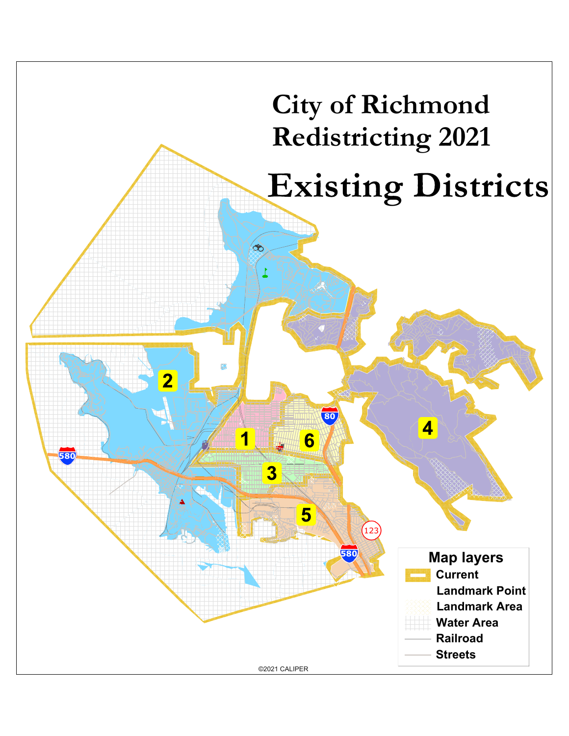# City of Richmond
# Redistricting 2021

# Existing Districts

2

1

6

4

3

5

80

580

580

123

**Map layers**

- Current
- Landmark Point
- Landmark Area
- Water Area
- Railroad
- Streets

©2021 CALIPER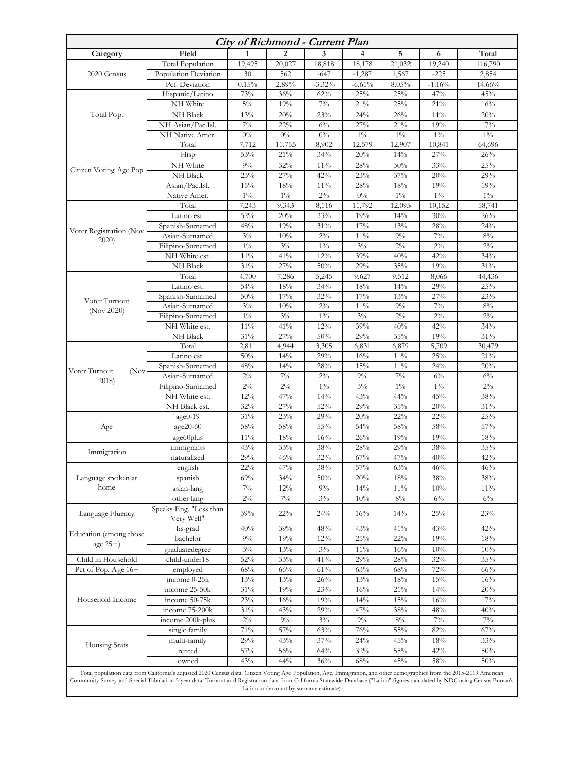| *City of Richmond - Current Plan* | | | | | | | | |
|---|---|---|---|---|---|---|---|---|
| **Category** | **Field** | **1** | **2** | **3** | **4** | **5** | **6** | **Total** |
| 2020 Census | Total Population | 19,495 | 20,027 | 18,818 | 18,178 | 21,032 | 19,240 | 116,790 |
| | Population Deviation | 30 | 562 | -647 | -1,287 | 1,567 | -225 | 2,854 |
| | Pct. Deviation | 0.15% | 2.89% | -3.32% | -6.61% | 8.05% | -1.16% | 14.66% |
| Total Pop. | Hispanic/Latino | 73% | 36% | 62% | 25% | 25% | 47% | 45% |
| | NH White | 5% | 19% | 7% | 21% | 25% | 21% | 16% |
| | NH Black | 13% | 20% | 23% | 24% | 26% | 11% | 20% |
| | NH Asian/Pac.Isl. | 7% | 22% | 6% | 27% | 21% | 19% | 17% |
| | NH Native Amer. | 0% | 0% | 0% | 1% | 1% | 1% | 1% |
| Citizen Voting Age Pop | Total | 7,712 | 11,755 | 8,902 | 12,579 | 12,907 | 10,841 | 64,696 |
| | Hisp | 53% | 21% | 34% | 20% | 14% | 27% | 26% |
| | NH White | 9% | 32% | 11% | 28% | 30% | 33% | 25% |
| | NH Black | 23% | 27% | 42% | 23% | 37% | 20% | 29% |
| | Asian/Pac.Isl. | 15% | 18% | 11% | 28% | 18% | 19% | 19% |
| | Native Amer. | 1% | 1% | 2% | 0% | 1% | 1% | 1% |
| Voter Registration (Nov 2020) | Total | 7,243 | 9,343 | 8,116 | 11,792 | 12,095 | 10,152 | 58,741 |
| | Latino est. | 52% | 20% | 33% | 19% | 14% | 30% | 26% |
| | Spanish-Surnamed | 48% | 19% | 31% | 17% | 13% | 28% | 24% |
| | Asian-Surnamed | 3% | 10% | 2% | 11% | 9% | 7% | 8% |
| | Filipino-Surnamed | 1% | 3% | 1% | 3% | 2% | 2% | 2% |
| | NH White est. | 11% | 41% | 12% | 39% | 40% | 42% | 34% |
| | NH Black | 31% | 27% | 50% | 29% | 35% | 19% | 31% |
| Voter Turnout (Nov 2020) | Total | 4,700 | 7,286 | 5,245 | 9,627 | 9,512 | 8,066 | 44,436 |
| | Latino est. | 54% | 18% | 34% | 18% | 14% | 29% | 25% |
| | Spanish-Surnamed | 50% | 17% | 32% | 17% | 13% | 27% | 23% |
| | Asian-Surnamed | 3% | 10% | 2% | 11% | 9% | 7% | 8% |
| | Filipino-Surnamed | 1% | 3% | 1% | 3% | 2% | 2% | 2% |
| | NH White est. | 11% | 41% | 12% | 39% | 40% | 42% | 34% |
| | NH Black | 31% | 27% | 50% | 29% | 35% | 19% | 31% |
| Voter Turnout (Nov 2018) | Total | 2,811 | 4,944 | 3,305 | 6,831 | 6,879 | 5,709 | 30,479 |
| | Latino est. | 50% | 14% | 29% | 16% | 11% | 25% | 21% |
| | Spanish-Surnamed | 48% | 14% | 28% | 15% | 11% | 24% | 20% |
| | Asian-Surnamed | 2% | 7% | 2% | 9% | 7% | 6% | 6% |
| | Filipino-Surnamed | 2% | 2% | 1% | 3% | 1% | 1% | 2% |
| | NH White est. | 12% | 47% | 14% | 43% | 44% | 45% | 38% |
| | NH Black est. | 32% | 27% | 52% | 29% | 35% | 20% | 31% |
| Age | age0-19 | 31% | 23% | 29% | 20% | 22% | 22% | 25% |
| | age20-60 | 58% | 58% | 55% | 54% | 58% | 58% | 57% |
| | age60plus | 11% | 18% | 16% | 26% | 19% | 19% | 18% |
| Immigration | immigrants | 43% | 33% | 38% | 28% | 29% | 38% | 35% |
| | naturalized | 29% | 46% | 32% | 67% | 47% | 40% | 42% |
| Language spoken at home | english | 22% | 47% | 38% | 57% | 63% | 46% | 46% |
| | spanish | 69% | 34% | 50% | 20% | 18% | 38% | 38% |
| | asian-lang | 7% | 12% | 9% | 14% | 11% | 10% | 11% |
| | other lang | 2% | 7% | 3% | 10% | 8% | 6% | 6% |
| Language Fluency | Speaks Eng. "Less than Very Well" | 39% | 22% | 24% | 16% | 14% | 25% | 23% |
| Education (among those age 25+) | hs-grad | 40% | 39% | 48% | 43% | 41% | 43% | 42% |
| | bachelor | 9% | 19% | 12% | 25% | 22% | 19% | 18% |
| | graduatedegree | 3% | 13% | 3% | 11% | 16% | 10% | 10% |
| Child in Household | child-under18 | 52% | 33% | 41% | 29% | 28% | 32% | 35% |
| Pct of Pop. Age 16+ | employed | 68% | 66% | 61% | 63% | 68% | 72% | 66% |
| Household Income | income 0-25k | 13% | 13% | 26% | 13% | 18% | 15% | 16% |
| | income 25-50k | 31% | 19% | 23% | 16% | 21% | 14% | 20% |
| | income 50-75k | 23% | 16% | 19% | 14% | 15% | 16% | 17% |
| | income 75-200k | 31% | 43% | 29% | 47% | 38% | 48% | 40% |
| | income 200k-plus | 2% | 9% | 3% | 9% | 8% | 7% | 7% |
| Housing Stats | single family | 71% | 57% | 63% | 76% | 55% | 82% | 67% |
| | multi-family | 29% | 43% | 37% | 24% | 45% | 18% | 33% |
| | rented | 57% | 56% | 64% | 32% | 55% | 42% | 50% |
| | owned | 43% | 44% | 36% | 68% | 45% | 58% | 50% |

Total population data from California's adjusted 2020 Census data. Citizen Voting Age Population, Age, Immigration, and other demographics from the 2015-2019 American Community Survey and Special Tabulation 5-year data. Turnout and Registration data from California Statewide Database ("Latino" figures calculated by NDC using Census Bureau's Latino undercount by surname estimate).